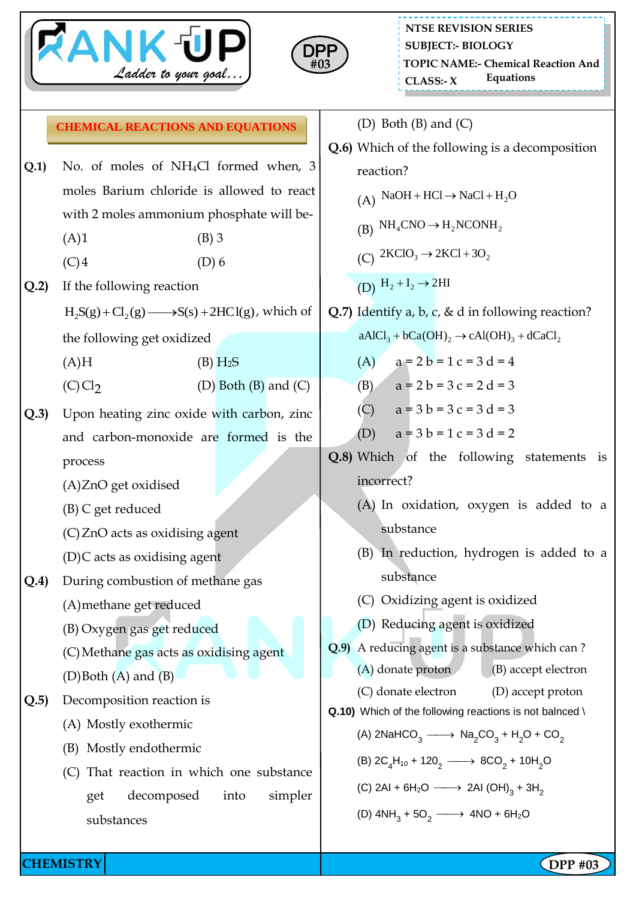NTSE REVISION SERIES
SUBJECT:- BIOLOGY
TOPIC NAME:- Chemical Reaction And Equations
CLASS:- X

DPP #03

## CHEMICAL REACTIONS AND EQUATIONS

**Q.1)** No. of moles of $NH_4Cl$ formed when, 3 moles Barium chloride is allowed to react with 2 moles ammonium phosphate will be-

(A) 1 (B) 3
(C) 4 (D) 6

**Q.2)** If the following reaction

$H_2S(g) + Cl_2(g) \longrightarrow S(s) + 2HCl(g)$, which of the following get oxidized

(A) H (B) $H_2S$
(C) $Cl_2$ (D) Both (B) and (C)

**Q.3)** Upon heating zinc oxide with carbon, zinc and carbon-monoxide are formed is the process

(A) ZnO get oxidised
(B) C get reduced
(C) ZnO acts as oxidising agent
(D) C acts as oxidising agent

**Q.4)** During combustion of methane gas

(A) methane get reduced
(B) Oxygen gas get reduced
(C) Methane gas acts as oxidising agent
(D) Both (A) and (B)

**Q.5)** Decomposition reaction is

(A) Mostly exothermic
(B) Mostly endothermic
(C) That reaction in which one substance get decomposed into simpler substances
(D) Both (B) and (C)

**Q.6)** Which of the following is a decomposition reaction?

(A) $NaOH + HCl \rightarrow NaCl + H_2O$
(B) $NH_4CNO \rightarrow H_2NCONH_2$
(C) $2KClO_3 \rightarrow 2KCl + 3O_2$
(D) $H_2 + I_2 \rightarrow 2HI$

**Q.7)** Identify a, b, c, & d in following reaction?

$aAlCl_3 + bCa(OH)_2 \rightarrow cAl(OH)_3 + dCaCl_2$

(A) a = 2 b = 1 c = 3 d = 4
(B) a = 2 b = 3 c = 2 d = 3
(C) a = 3 b = 3 c = 3 d = 3
(D) a = 3 b = 1 c = 3 d = 2

**Q.8)** Which of the following statements is incorrect?

(A) In oxidation, oxygen is added to a substance
(B) In reduction, hydrogen is added to a substance
(C) Oxidizing agent is oxidized
(D) Reducing agent is oxidized

**Q.9)** A reducing agent is a substance which can ?

(A) donate proton (B) accept electron
(C) donate electron (D) accept proton

**Q.10)** Which of the following reactions is not balnced \

(A) $2NaHCO_3 \longrightarrow Na_2CO_3 + H_2O + CO_2$
(B) $2C_4H_{10} + 12O_2 \longrightarrow 8CO_2 + 10H_2O$
(C) $2Al + 6H_2O \longrightarrow 2Al(OH)_3 + 3H_2$
(D) $4NH_3 + 5O_2 \longrightarrow 4NO + 6H_2O$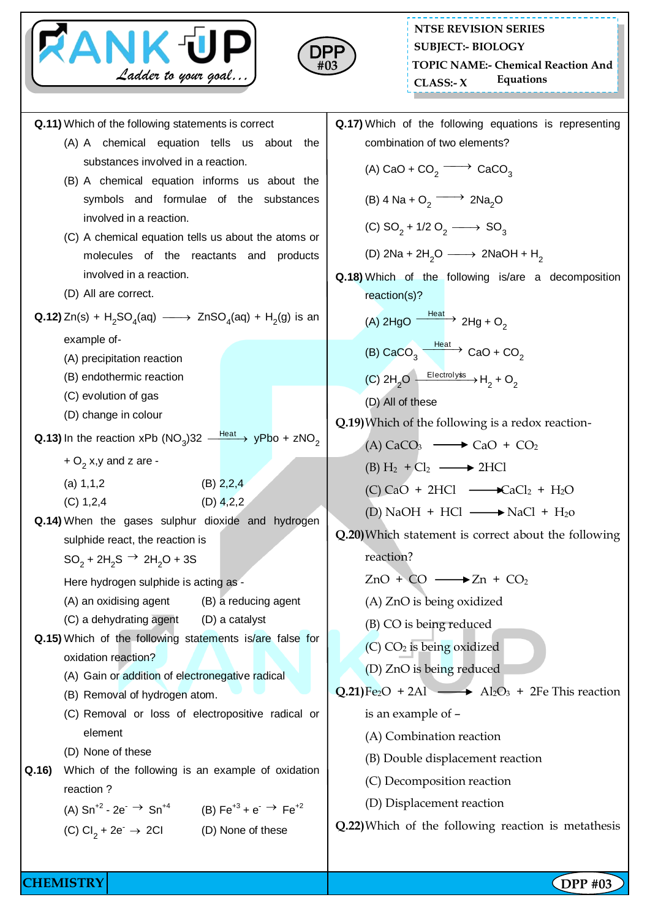NTSE REVISION SERIES
SUBJECT:- BIOLOGY
TOPIC NAME:- Chemical Reaction And Equations
CLASS:- X

**Q.11)** Which of the following statements is correct

(A) A chemical equation tells us about the substances involved in a reaction.

(B) A chemical equation informs us about the symbols and formulae of the substances involved in a reaction.

(C) A chemical equation tells us about the atoms or molecules of the reactants and products involved in a reaction.

(D) All are correct.

**Q.12)** $Zn(s) + H_2SO_4(aq) \longrightarrow ZnSO_4(aq) + H_2(g)$ is an example of-

(A) precipitation reaction

(B) endothermic reaction

(C) evolution of gas

(D) change in colour

**Q.13)** In the reaction $xPb(NO_3)32 \xrightarrow{Heat} yPbo + zNO_2 + O_2$ x,y and z are -

(a) 1,1,2 (B) 2,2,4

(C) 1,2,4 (D) 4,2,2

**Q.14)** When the gases sulphur dioxide and hydrogen sulphide react, the reaction is

$SO_2 + 2H_2S \rightarrow 2H_2O + 3S$

Here hydrogen sulphide is acting as -

(A) an oxidising agent (B) a reducing agent

(C) a dehydrating agent (D) a catalyst

**Q.15)** Which of the following statements is/are false for oxidation reaction?

(A) Gain or addition of electronegative radical

(B) Removal of hydrogen atom.

(C) Removal or loss of electropositive radical or element

(D) None of these

**Q.16)** Which of the following is an example of oxidation reaction ?

(A) $Sn^{+2} - 2e^- \rightarrow Sn^{+4}$ (B) $Fe^{+3} + e^- \rightarrow Fe^{+2}$

(C) $Cl_2 + 2e^- \rightarrow 2Cl$ (D) None of these

**Q.17)** Which of the following equations is representing combination of two elements?

(A) $CaO + CO_2 \longrightarrow CaCO_3$

(B) $4 Na + O_2 \longrightarrow 2Na_2O$

(C) $SO_2 + 1/2\, O_2 \longrightarrow SO_3$

(D) $2Na + 2H_2O \longrightarrow 2NaOH + H_2$

**Q.18)** Which of the following is/are a decomposition reaction(s)?

(A) $2HgO \xrightarrow{Heat} 2Hg + O_2$

(B) $CaCO_3 \xrightarrow{Heat} CaO + CO_2$

(C) $2H_2O \xrightarrow{Electrolysis} H_2 + O_2$

(D) All of these

**Q.19)** Which of the following is a redox reaction-

(A) $CaCO_3 \longrightarrow CaO + CO_2$

(B) $H_2 + Cl_2 \longrightarrow 2HCl$

(C) $CaO + 2HCl \longrightarrow CaCl_2 + H_2O$

(D) $NaOH + HCl \longrightarrow NaCl + H_2o$

**Q.20)** Which statement is correct about the following reaction?

$ZnO + CO \longrightarrow Zn + CO_2$

(A) ZnO is being oxidized

(B) CO is being reduced

(C) $CO_2$ is being oxidized

(D) ZnO is being reduced

**Q.21)** $Fe_2O + 2Al \longrightarrow Al_2O_3 + 2Fe$ This reaction is an example of –

(A) Combination reaction

(B) Double displacement reaction

(C) Decomposition reaction

(D) Displacement reaction

**Q.22)** Which of the following reaction is metathesis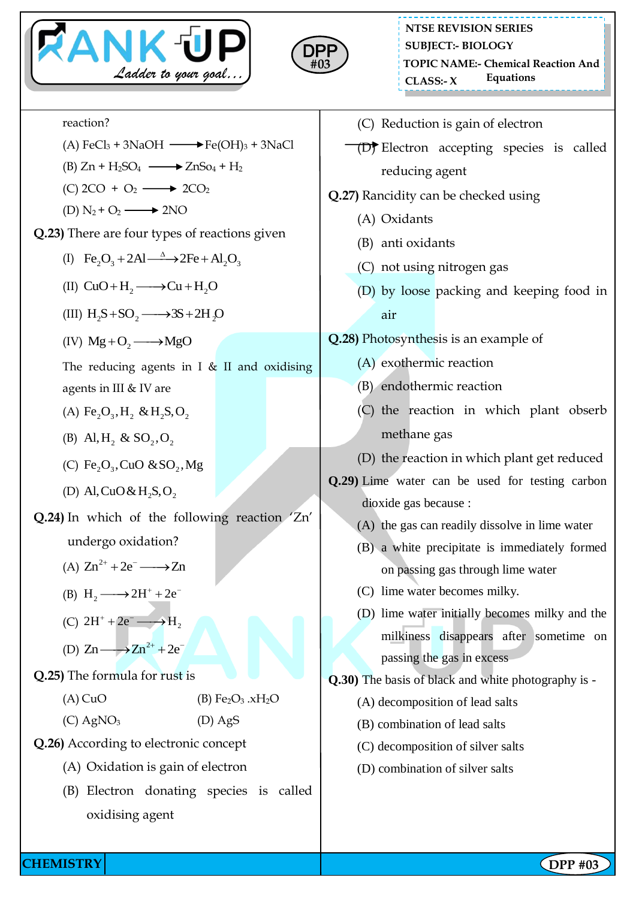reaction?

(A) $FeCl_3 + 3NaOH \longrightarrow Fe(OH)_3 + 3NaCl$

(B) $Zn + H_2SO_4 \longrightarrow ZnSo_4 + H_2$

(C) $2CO + O_2 \longrightarrow 2CO_2$

(D) $N_2 + O_2 \longrightarrow 2NO$

**Q.23)** There are four types of reactions given

(I) $Fe_2O_3 + 2Al \xrightarrow{\Delta} 2Fe + Al_2O_3$

(II) $CuO + H_2 \longrightarrow Cu + H_2O$

(III) $H_2S + SO_2 \longrightarrow 3S + 2H_2O$

(IV) $Mg + O_2 \longrightarrow MgO$

The reducing agents in I & II and oxidising agents in III & IV are

(A) $Fe_2O_3, H_2$ & $H_2S, O_2$

(B) $Al, H_2$ & $SO_2, O_2$

(C) $Fe_2O_3, CuO$ & $SO_2, Mg$

(D) $Al, CuO$ & $H_2S, O_2$

**Q.24)** In which of the following reaction 'Zn' undergo oxidation?

(A) $Zn^{2+} + 2e^- \longrightarrow Zn$

(B) $H_2 \longrightarrow 2H^+ + 2e^-$

(C) $2H^+ + 2e^- \longrightarrow H_2$

(D) $Zn \longrightarrow Zn^{2+} + 2e^-$

**Q.25)** The formula for rust is

(A) $CuO$ (B) $Fe_2O_3 .xH_2O$

(C) $AgNO_3$ (D) $AgS$

**Q.26)** According to electronic concept

(A) Oxidation is gain of electron

(B) Electron donating species is called oxidising agent

(C) Reduction is gain of electron

(D) Electron accepting species is called reducing agent

**Q.27)** Rancidity can be checked using

(A) Oxidants

(B) anti oxidants

(C) not using nitrogen gas

(D) by loose packing and keeping food in air

**Q.28)** Photosynthesis is an example of

(A) exothermic reaction

(B) endothermic reaction

(C) the reaction in which plant obserb methane gas

(D) the reaction in which plant get reduced

**Q.29)** Lime water can be used for testing carbon dioxide gas because :

(A) the gas can readily dissolve in lime water

(B) a white precipitate is immediately formed on passing gas through lime water

(C) lime water becomes milky.

(D) lime water initially becomes milky and the milkiness disappears after sometime on passing the gas in excess

**Q.30)** The basis of black and white photography is -

(A) decomposition of lead salts

(B) combination of lead salts

(C) decomposition of silver salts

(D) combination of silver salts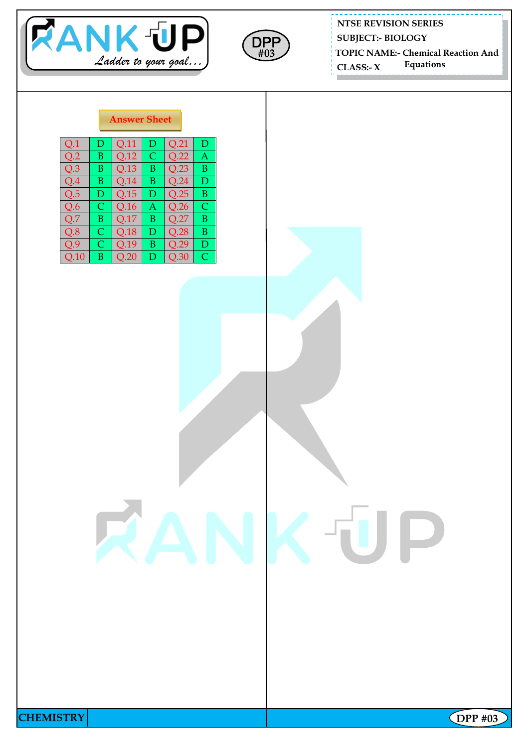## Answer Sheet

| | | | | | |
|---|---|---|---|---|---|
| Q.1 | D | Q.11 | D | Q.21 | D |
| Q.2 | B | Q.12 | C | Q.22 | A |
| Q.3 | B | Q.13 | B | Q.23 | B |
| Q.4 | B | Q.14 | B | Q.24 | D |
| Q.5 | D | Q.15 | D | Q.25 | B |
| Q.6 | C | Q.16 | A | Q.26 | C |
| Q.7 | B | Q.17 | B | Q.27 | B |
| Q.8 | C | Q.18 | D | Q.28 | B |
| Q.9 | C | Q.19 | B | Q.29 | D |
| Q.10 | B | Q.20 | D | Q.30 | C |